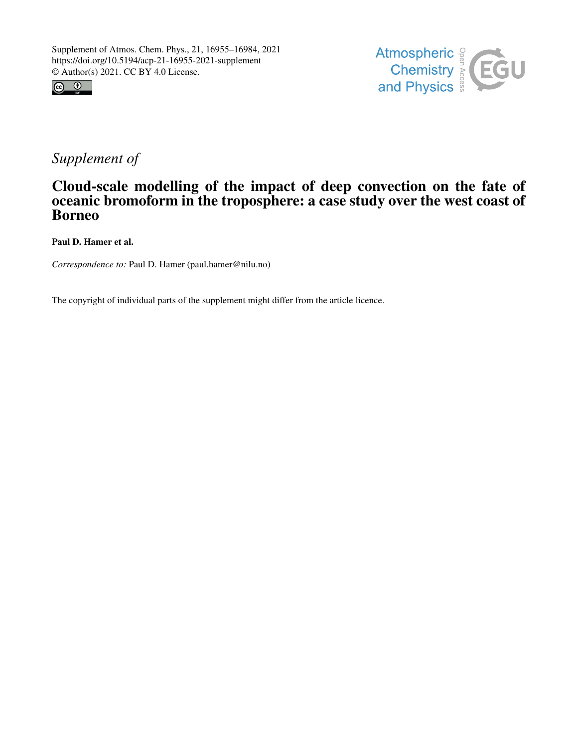Supplement of Atmos. Chem. Phys., 21, 16955–16984, 2021
https://doi.org/10.5194/acp-21-16955-2021-supplement
© Author(s) 2021. CC BY 4.0 License.

*Supplement of*

# Cloud-scale modelling of the impact of deep convection on the fate of oceanic bromoform in the troposphere: a case study over the west coast of Borneo

**Paul D. Hamer et al.**

*Correspondence to:* Paul D. Hamer (paul.hamer@nilu.no)

The copyright of individual parts of the supplement might differ from the article licence.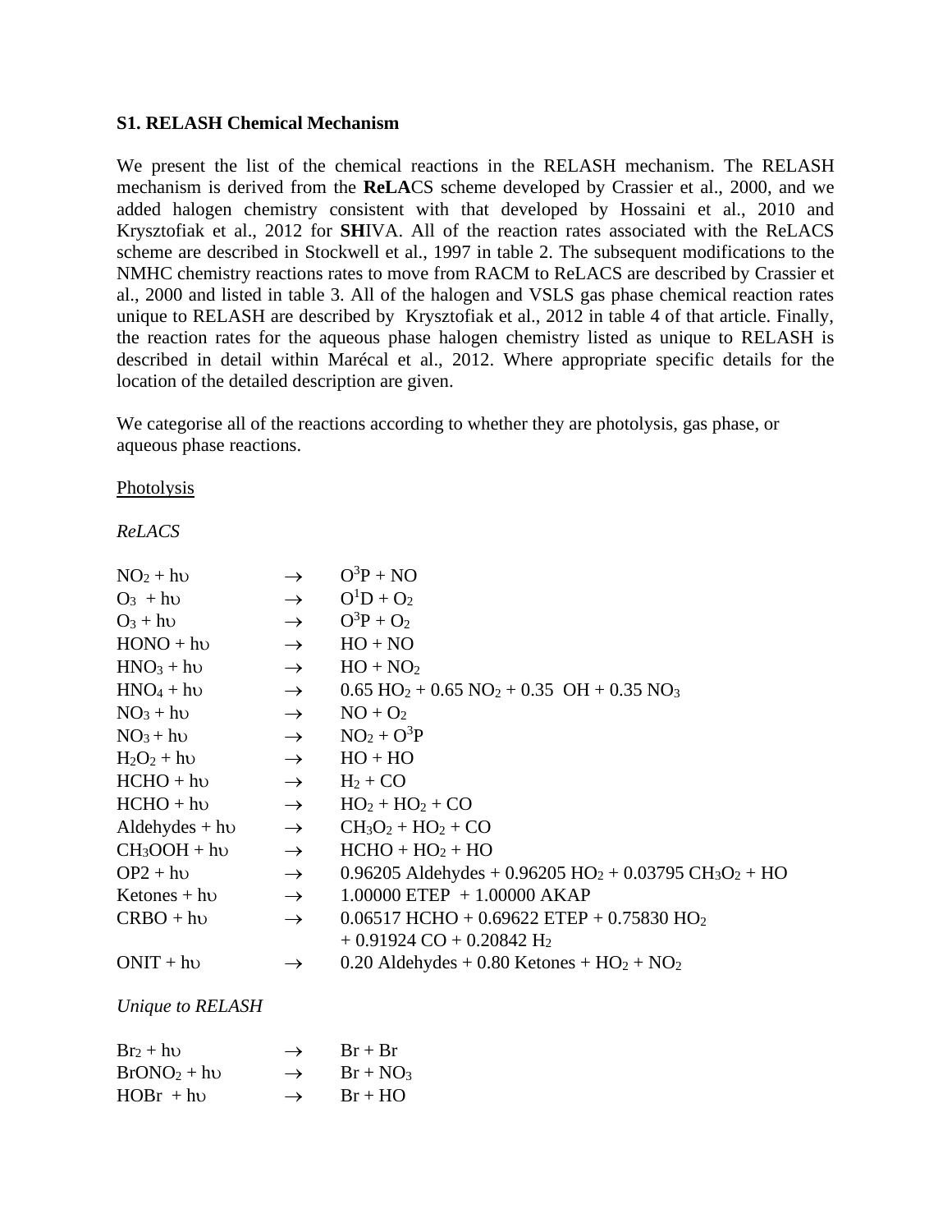### S1. RELASH Chemical Mechanism

We present the list of the chemical reactions in the RELASH mechanism. The RELASH mechanism is derived from the **ReLA**CS scheme developed by Crassier et al., 2000, and we added halogen chemistry consistent with that developed by Hossaini et al., 2010 and Krysztofiak et al., 2012 for **SH**IVA. All of the reaction rates associated with the ReLACS scheme are described in Stockwell et al., 1997 in table 2. The subsequent modifications to the NMHC chemistry reactions rates to move from RACM to ReLACS are described by Crassier et al., 2000 and listed in table 3. All of the halogen and VSLS gas phase chemical reaction rates unique to RELASH are described by Krysztofiak et al., 2012 in table 4 of that article. Finally, the reaction rates for the aqueous phase halogen chemistry listed as unique to RELASH is described in detail within Marécal et al., 2012. Where appropriate specific details for the location of the detailed description are given.

We categorise all of the reactions according to whether they are photolysis, gas phase, or aqueous phase reactions.

Photolysis

*ReLACS*

| | | |
|---|---|---|
| $NO_2$ + hυ | → | $O^3P$ + NO |
| $O_3$ + hυ | → | $O^1D$ + $O_2$ |
| $O_3$ + hυ | → | $O^3P$ + $O_2$ |
| HONO + hυ | → | HO + NO |
| $HNO_3$ + hυ | → | HO + $NO_2$ |
| $HNO_4$ + hυ | → | 0.65 $HO_2$ + 0.65 $NO_2$ + 0.35 OH + 0.35 $NO_3$ |
| $NO_3$ + hυ | → | NO + $O_2$ |
| $NO_3$ + hυ | → | $NO_2$ + $O^3P$ |
| $H_2O_2$ + hυ | → | HO + HO |
| HCHO + hυ | → | $H_2$ + CO |
| HCHO + hυ | → | $HO_2$ + $HO_2$ + CO |
| Aldehydes + hυ | → | $CH_3O_2$ + $HO_2$ + CO |
| $CH_3OOH$ + hυ | → | HCHO + $HO_2$ + HO |
| OP2 + hυ | → | 0.96205 Aldehydes + 0.96205 $HO_2$ + 0.03795 $CH_3O_2$ + HO |
| Ketones + hυ | → | 1.00000 ETEP + 1.00000 AKAP |
| CRBO + hυ | → | 0.06517 HCHO + 0.69622 ETEP + 0.75830 $HO_2$ + 0.91924 CO + 0.20842 $H_2$ |
| ONIT + hυ | → | 0.20 Aldehydes + 0.80 Ketones + $HO_2$ + $NO_2$ |

*Unique to RELASH*

| | | |
|---|---|---|
| $Br_2$ + hυ | → | Br + Br |
| $BrONO_2$ + hυ | → | Br + $NO_3$ |
| HOBr + hυ | → | Br + HO |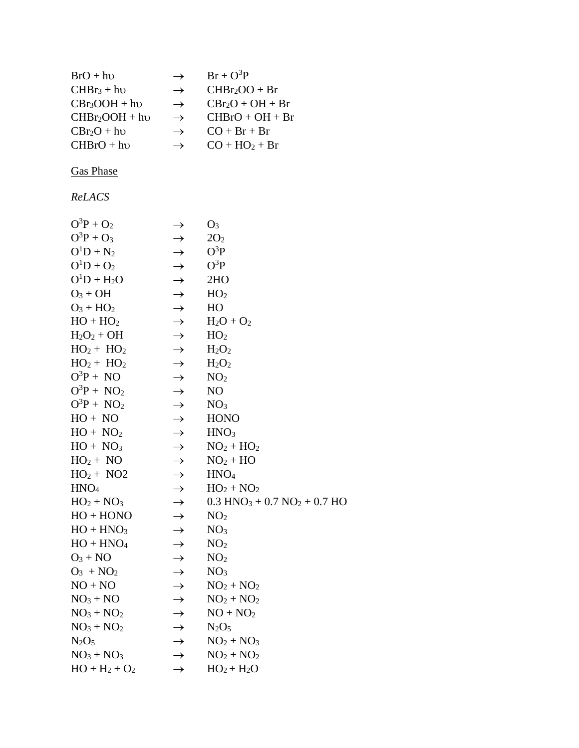$BrO + h\upsilon \rightarrow Br + O^3P$
$CHBr_3 + h\upsilon \rightarrow CHBr_2OO + Br$
$CBr_3OOH + h\upsilon \rightarrow CBr_2O + OH + Br$
$CHBr_2OOH + h\upsilon \rightarrow CHBrO + OH + Br$
$CBr_2O + h\upsilon \rightarrow CO + Br + Br$
$CHBrO + h\upsilon \rightarrow CO + HO_2 + Br$

<u>Gas Phase</u>

*ReLACS*

$O^3P + O_2 \rightarrow O_3$
$O^3P + O_3 \rightarrow 2O_2$
$O^1D + N_2 \rightarrow O^3P$
$O^1D + O_2 \rightarrow O^3P$
$O^1D + H_2O \rightarrow 2HO$
$O_3 + OH \rightarrow HO_2$
$O_3 + HO_2 \rightarrow HO$
$HO + HO_2 \rightarrow H_2O + O_2$
$H_2O_2 + OH \rightarrow HO_2$
$HO_2 + HO_2 \rightarrow H_2O_2$
$HO_2 + HO_2 \rightarrow H_2O_2$
$O^3P + NO \rightarrow NO_2$
$O^3P + NO_2 \rightarrow NO$
$O^3P + NO_2 \rightarrow NO_3$
$HO + NO \rightarrow HONO$
$HO + NO_2 \rightarrow HNO_3$
$HO + NO_3 \rightarrow NO_2 + HO_2$
$HO_2 + NO \rightarrow NO_2 + HO$
$HO_2 + NO2 \rightarrow HNO_4$
$HNO_4 \rightarrow HO_2 + NO_2$
$HO_2 + NO_3 \rightarrow 0.3\ HNO_3 + 0.7\ NO_2 + 0.7\ HO$
$HO + HONO \rightarrow NO_2$
$HO + HNO_3 \rightarrow NO_3$
$HO + HNO_4 \rightarrow NO_2$
$O_3 + NO \rightarrow NO_2$
$O_3 + NO_2 \rightarrow NO_3$
$NO + NO \rightarrow NO_2 + NO_2$
$NO_3 + NO \rightarrow NO_2 + NO_2$
$NO_3 + NO_2 \rightarrow NO + NO_2$
$NO_3 + NO_2 \rightarrow N_2O_5$
$N_2O_5 \rightarrow NO_2 + NO_3$
$NO_3 + NO_3 \rightarrow NO_2 + NO_2$
$HO + H_2 + O_2 \rightarrow HO_2 + H_2O$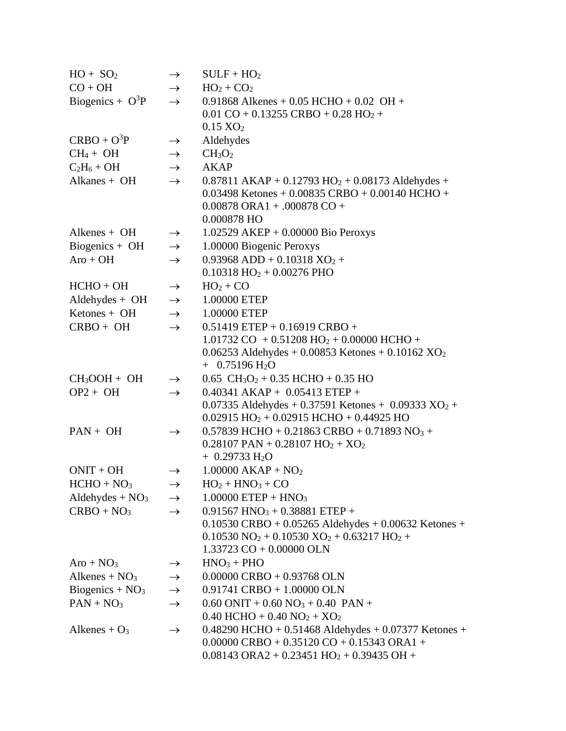| Reactants | | Products |
|---|---|---|
| HO + $SO_2$ | $\rightarrow$ | SULF + $HO_2$ |
| CO + OH | $\rightarrow$ | $HO_2$ + $CO_2$ |
| Biogenics + $O^3P$ | $\rightarrow$ | 0.91868 Alkenes + 0.05 HCHO + 0.02 OH + 0.01 CO + 0.13255 CRBO + 0.28 $HO_2$ + 0.15 $XO_2$ |
| CRBO + $O^3P$ | $\rightarrow$ | Aldehydes |
| $CH_4$ + OH | $\rightarrow$ | $CH_3O_2$ |
| $C_2H_6$ + OH | $\rightarrow$ | AKAP |
| Alkanes + OH | $\rightarrow$ | 0.87811 AKAP + 0.12793 $HO_2$ + 0.08173 Aldehydes + 0.03498 Ketones + 0.00835 CRBO + 0.00140 HCHO + 0.00878 ORA1 + .000878 CO + 0.000878 HO |
| Alkenes + OH | $\rightarrow$ | 1.02529 AKEP + 0.00000 Bio Peroxys |
| Biogenics + OH | $\rightarrow$ | 1.00000 Biogenic Peroxys |
| Aro + OH | $\rightarrow$ | 0.93968 ADD + 0.10318 $XO_2$ + 0.10318 $HO_2$ + 0.00276 PHO |
| HCHO + OH | $\rightarrow$ | $HO_2$ + CO |
| Aldehydes + OH | $\rightarrow$ | 1.00000 ETEP |
| Ketones + OH | $\rightarrow$ | 1.00000 ETEP |
| CRBO + OH | $\rightarrow$ | 0.51419 ETEP + 0.16919 CRBO + 1.01732 CO + 0.51208 $HO_2$ + 0.00000 HCHO + 0.06253 Aldehydes + 0.00853 Ketones + 0.10162 $XO_2$ + 0.75196 $H_2O$ |
| $CH_3OOH$ + OH | $\rightarrow$ | 0.65 $CH_3O_2$ + 0.35 HCHO + 0.35 HO |
| OP2 + OH | $\rightarrow$ | 0.40341 AKAP + 0.05413 ETEP + 0.07335 Aldehydes + 0.37591 Ketones + 0.09333 $XO_2$ + 0.02915 $HO_2$ + 0.02915 HCHO + 0.44925 HO |
| PAN + OH | $\rightarrow$ | 0.57839 HCHO + 0.21863 CRBO + 0.71893 $NO_3$ + 0.28107 PAN + 0.28107 $HO_2$ + $XO_2$ + 0.29733 $H_2O$ |
| ONIT + OH | $\rightarrow$ | 1.00000 AKAP + $NO_2$ |
| HCHO + $NO_3$ | $\rightarrow$ | $HO_2$ + $HNO_3$ + CO |
| Aldehydes + $NO_3$ | $\rightarrow$ | 1.00000 ETEP + $HNO_3$ |
| CRBO + $NO_3$ | $\rightarrow$ | 0.91567 $HNO_3$ + 0.38881 ETEP + 0.10530 CRBO + 0.05265 Aldehydes + 0.00632 Ketones + 0.10530 $NO_2$ + 0.10530 $XO_2$ + 0.63217 $HO_2$ + 1.33723 CO + 0.00000 OLN |
| Aro + $NO_3$ | $\rightarrow$ | $HNO_3$ + PHO |
| Alkenes + $NO_3$ | $\rightarrow$ | 0.00000 CRBO + 0.93768 OLN |
| Biogenics + $NO_3$ | $\rightarrow$ | 0.91741 CRBO + 1.00000 OLN |
| PAN + $NO_3$ | $\rightarrow$ | 0.60 ONIT + 0.60 $NO_3$ + 0.40 PAN + 0.40 HCHO + 0.40 $NO_2$ + $XO_2$ |
| Alkenes + $O_3$ | $\rightarrow$ | 0.48290 HCHO + 0.51468 Aldehydes + 0.07377 Ketones + 0.00000 CRBO + 0.35120 CO + 0.15343 ORA1 + 0.08143 ORA2 + 0.23451 $HO_2$ + 0.39435 OH + |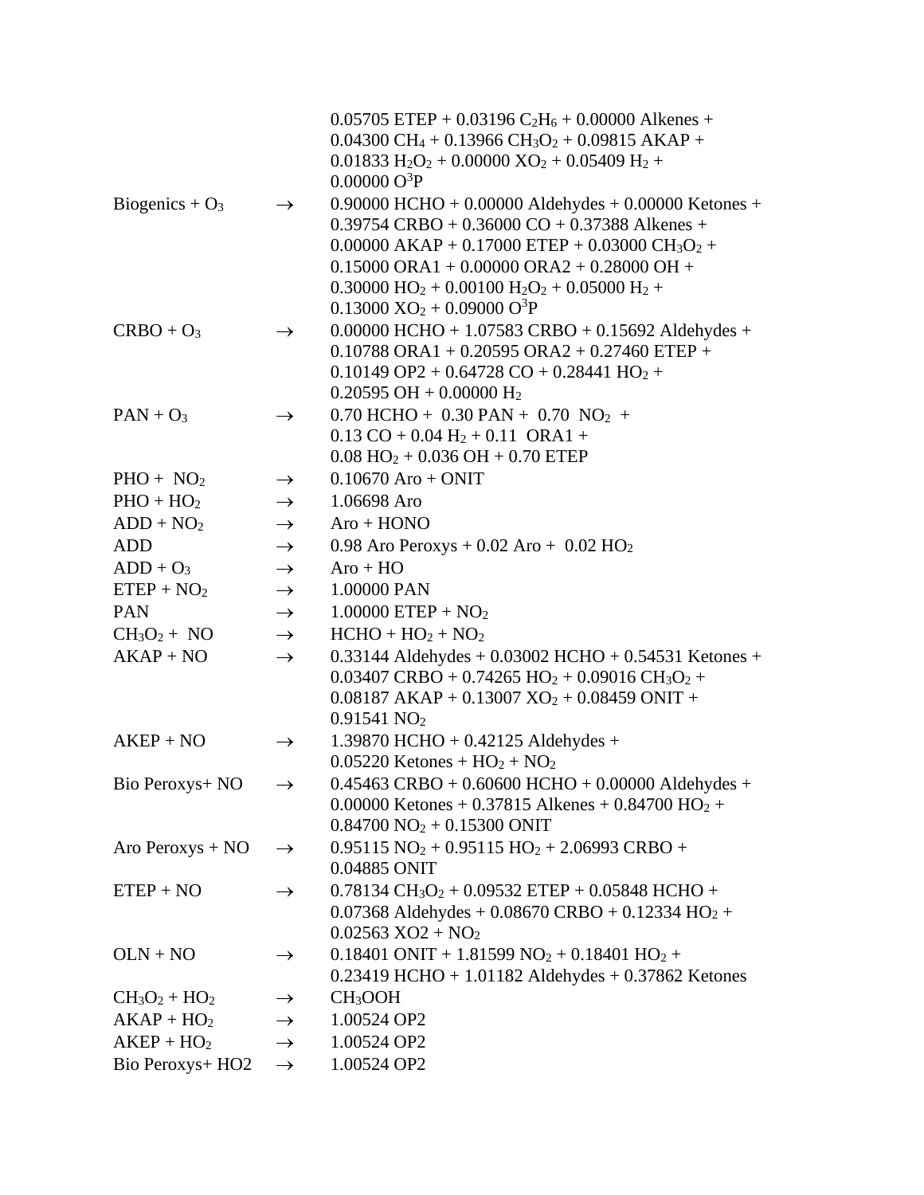| | | |
|---|---|---|
| | | 0.05705 ETEP + 0.03196 $C_2H_6$ + 0.00000 Alkenes + 0.04300 $CH_4$ + 0.13966 $CH_3O_2$ + 0.09815 AKAP + 0.01833 $H_2O_2$ + 0.00000 $XO_2$ + 0.05409 $H_2$ + 0.00000 $O^3P$ |
| Biogenics + $O_3$ | $\rightarrow$ | 0.90000 HCHO + 0.00000 Aldehydes + 0.00000 Ketones + 0.39754 CRBO + 0.36000 CO + 0.37388 Alkenes + 0.00000 AKAP + 0.17000 ETEP + 0.03000 $CH_3O_2$ + 0.15000 ORA1 + 0.00000 ORA2 + 0.28000 OH + 0.30000 $HO_2$ + 0.00100 $H_2O_2$ + 0.05000 $H_2$ + 0.13000 $XO_2$ + 0.09000 $O^3P$ |
| CRBO + $O_3$ | $\rightarrow$ | 0.00000 HCHO + 1.07583 CRBO + 0.15692 Aldehydes + 0.10788 ORA1 + 0.20595 ORA2 + 0.27460 ETEP + 0.10149 OP2 + 0.64728 CO + 0.28441 $HO_2$ + 0.20595 OH + 0.00000 $H_2$ |
| PAN + $O_3$ | $\rightarrow$ | 0.70 HCHO + 0.30 PAN + 0.70 $NO_2$ + 0.13 CO + 0.04 $H_2$ + 0.11 ORA1 + 0.08 $HO_2$ + 0.036 OH + 0.70 ETEP |
| PHO + $NO_2$ | $\rightarrow$ | 0.10670 Aro + ONIT |
| PHO + $HO_2$ | $\rightarrow$ | 1.06698 Aro |
| ADD + $NO_2$ | $\rightarrow$ | Aro + HONO |
| ADD | $\rightarrow$ | 0.98 Aro Peroxys + 0.02 Aro + 0.02 $HO_2$ |
| ADD + $O_3$ | $\rightarrow$ | Aro + HO |
| ETEP + $NO_2$ | $\rightarrow$ | 1.00000 PAN |
| PAN | $\rightarrow$ | 1.00000 ETEP + $NO_2$ |
| $CH_3O_2$ + NO | $\rightarrow$ | HCHO + $HO_2$ + $NO_2$ |
| AKAP + NO | $\rightarrow$ | 0.33144 Aldehydes + 0.03002 HCHO + 0.54531 Ketones + 0.03407 CRBO + 0.74265 $HO_2$ + 0.09016 $CH_3O_2$ + 0.08187 AKAP + 0.13007 $XO_2$ + 0.08459 ONIT + 0.91541 $NO_2$ |
| AKEP + NO | $\rightarrow$ | 1.39870 HCHO + 0.42125 Aldehydes + 0.05220 Ketones + $HO_2$ + $NO_2$ |
| Bio Peroxys+ NO | $\rightarrow$ | 0.45463 CRBO + 0.60600 HCHO + 0.00000 Aldehydes + 0.00000 Ketones + 0.37815 Alkenes + 0.84700 $HO_2$ + 0.84700 $NO_2$ + 0.15300 ONIT |
| Aro Peroxys + NO | $\rightarrow$ | 0.95115 $NO_2$ + 0.95115 $HO_2$ + 2.06993 CRBO + 0.04885 ONIT |
| ETEP + NO | $\rightarrow$ | 0.78134 $CH_3O_2$ + 0.09532 ETEP + 0.05848 HCHO + 0.07368 Aldehydes + 0.08670 CRBO + 0.12334 $HO_2$ + 0.02563 XO2 + $NO_2$ |
| OLN + NO | $\rightarrow$ | 0.18401 ONIT + 1.81599 $NO_2$ + 0.18401 $HO_2$ + 0.23419 HCHO + 1.01182 Aldehydes + 0.37862 Ketones |
| $CH_3O_2$ + $HO_2$ | $\rightarrow$ | $CH_3OOH$ |
| AKAP + $HO_2$ | $\rightarrow$ | 1.00524 OP2 |
| AKEP + $HO_2$ | $\rightarrow$ | 1.00524 OP2 |
| Bio Peroxys+ HO2 | $\rightarrow$ | 1.00524 OP2 |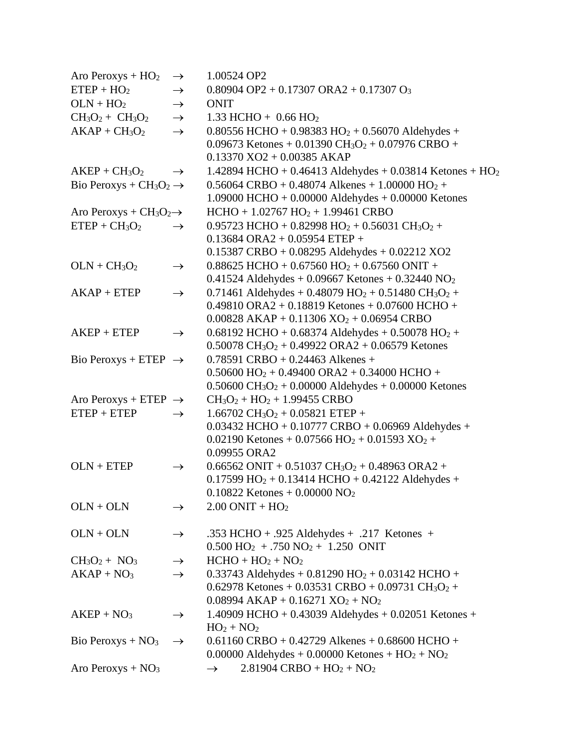| | | |
|---|---|---|
| Aro Peroxys + $HO_2$ | $\rightarrow$ | 1.00524 OP2 |
| ETEP + $HO_2$ | $\rightarrow$ | 0.80904 OP2 + 0.17307 ORA2 + 0.17307 $O_3$ |
| OLN + $HO_2$ | $\rightarrow$ | ONIT |
| $CH_3O_2$ + $CH_3O_2$ | $\rightarrow$ | 1.33 HCHO + 0.66 $HO_2$ |
| AKAP + $CH_3O_2$ | $\rightarrow$ | 0.80556 HCHO + 0.98383 $HO_2$ + 0.56070 Aldehydes + 0.09673 Ketones + 0.01390 $CH_3O_2$ + 0.07976 CRBO + 0.13370 XO2 + 0.00385 AKAP |
| AKEP + $CH_3O_2$ | $\rightarrow$ | 1.42894 HCHO + 0.46413 Aldehydes + 0.03814 Ketones + $HO_2$ |
| Bio Peroxys + $CH_3O_2$ | $\rightarrow$ | 0.56064 CRBO + 0.48074 Alkenes + 1.00000 $HO_2$ + 1.09000 HCHO + 0.00000 Aldehydes + 0.00000 Ketones |
| Aro Peroxys + $CH_3O_2$ | $\rightarrow$ | HCHO + 1.02767 $HO_2$ + 1.99461 CRBO |
| ETEP + $CH_3O_2$ | $\rightarrow$ | 0.95723 HCHO + 0.82998 $HO_2$ + 0.56031 $CH_3O_2$ + 0.13684 ORA2 + 0.05954 ETEP + 0.15387 CRBO + 0.08295 Aldehydes + 0.02212 XO2 |
| OLN + $CH_3O_2$ | $\rightarrow$ | 0.88625 HCHO + 0.67560 $HO_2$ + 0.67560 ONIT + 0.41524 Aldehydes + 0.09667 Ketones + 0.32440 $NO_2$ |
| AKAP + ETEP | $\rightarrow$ | 0.71461 Aldehydes + 0.48079 $HO_2$ + 0.51480 $CH_3O_2$ + 0.49810 ORA2 + 0.18819 Ketones + 0.07600 HCHO + 0.00828 AKAP + 0.11306 $XO_2$ + 0.06954 CRBO |
| AKEP + ETEP | $\rightarrow$ | 0.68192 HCHO + 0.68374 Aldehydes + 0.50078 $HO_2$ + 0.50078 $CH_3O_2$ + 0.49922 ORA2 + 0.06579 Ketones |
| Bio Peroxys + ETEP | $\rightarrow$ | 0.78591 CRBO + 0.24463 Alkenes + 0.50600 $HO_2$ + 0.49400 ORA2 + 0.34000 HCHO + 0.50600 $CH_3O_2$ + 0.00000 Aldehydes + 0.00000 Ketones |
| Aro Peroxys + ETEP | $\rightarrow$ | $CH_3O_2$ + $HO_2$ + 1.99455 CRBO |
| ETEP + ETEP | $\rightarrow$ | 1.66702 $CH_3O_2$ + 0.05821 ETEP + 0.03432 HCHO + 0.10777 CRBO + 0.06969 Aldehydes + 0.02190 Ketones + 0.07566 $HO_2$ + 0.01593 $XO_2$ + 0.09955 ORA2 |
| OLN + ETEP | $\rightarrow$ | 0.66562 ONIT + 0.51037 $CH_3O_2$ + 0.48963 ORA2 + 0.17599 $HO_2$ + 0.13414 HCHO + 0.42122 Aldehydes + 0.10822 Ketones + 0.00000 $NO_2$ |
| OLN + OLN | $\rightarrow$ | 2.00 ONIT + $HO_2$ |
| OLN + OLN | $\rightarrow$ | .353 HCHO + .925 Aldehydes + .217 Ketones + 0.500 $HO_2$ + .750 $NO_2$ + 1.250 ONIT |
| $CH_3O_2$ + $NO_3$ | $\rightarrow$ | HCHO + $HO_2$ + $NO_2$ |
| AKAP + $NO_3$ | $\rightarrow$ | 0.33743 Aldehydes + 0.81290 $HO_2$ + 0.03142 HCHO + 0.62978 Ketones + 0.03531 CRBO + 0.09731 $CH_3O_2$ + 0.08994 AKAP + 0.16271 $XO_2$ + $NO_2$ |
| AKEP + $NO_3$ | $\rightarrow$ | 1.40909 HCHO + 0.43039 Aldehydes + 0.02051 Ketones + $HO_2$ + $NO_2$ |
| Bio Peroxys + $NO_3$ | $\rightarrow$ | 0.61160 CRBO + 0.42729 Alkenes + 0.68600 HCHO + 0.00000 Aldehydes + 0.00000 Ketones + $HO_2$ + $NO_2$ |
| Aro Peroxys + $NO_3$ | $\rightarrow$ | 2.81904 CRBO + $HO_2$ + $NO_2$ |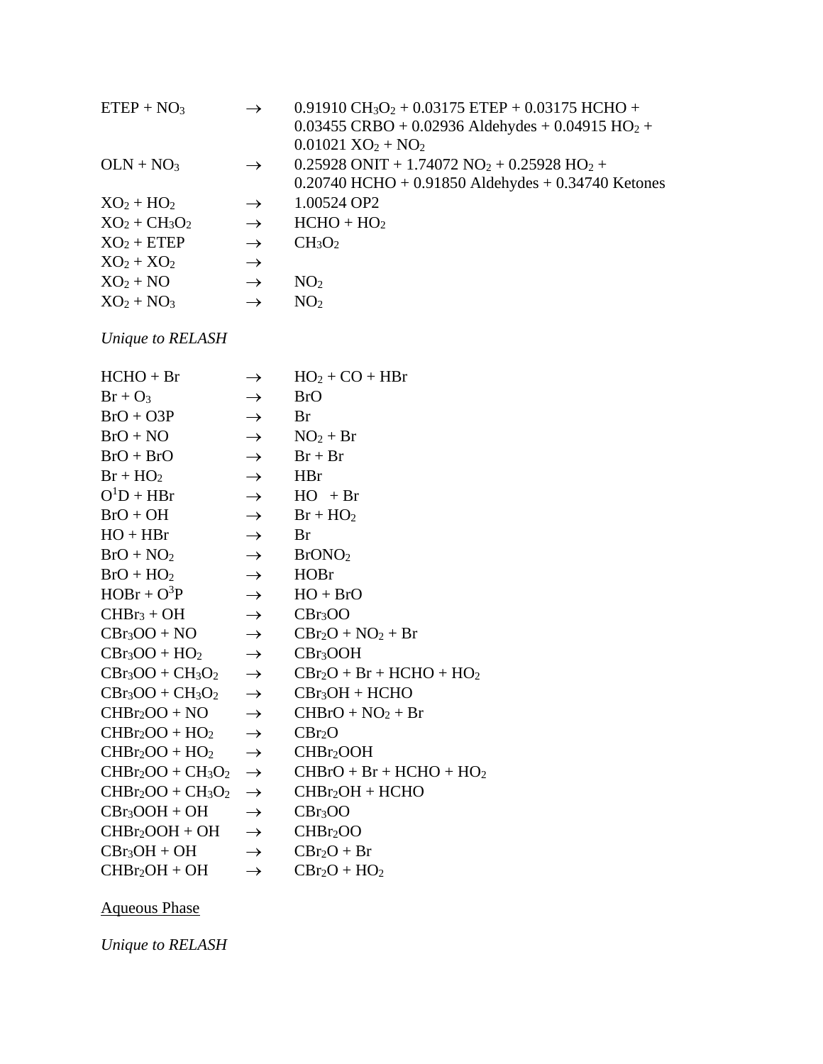| | | |
|---|---|---|
| ETEP + $NO_3$ | $\rightarrow$ | 0.91910 $CH_3O_2$ + 0.03175 ETEP + 0.03175 HCHO + 0.03455 CRBO + 0.02936 Aldehydes + 0.04915 $HO_2$ + 0.01021 $XO_2$ + $NO_2$ |
| OLN + $NO_3$ | $\rightarrow$ | 0.25928 ONIT + 1.74072 $NO_2$ + 0.25928 $HO_2$ + 0.20740 HCHO + 0.91850 Aldehydes + 0.34740 Ketones |
| $XO_2$ + $HO_2$ | $\rightarrow$ | 1.00524 OP2 |
| $XO_2$ + $CH_3O_2$ | $\rightarrow$ | HCHO + $HO_2$ |
| $XO_2$ + ETEP | $\rightarrow$ | $CH_3O_2$ |
| $XO_2$ + $XO_2$ | $\rightarrow$ | |
| $XO_2$ + NO | $\rightarrow$ | $NO_2$ |
| $XO_2$ + $NO_3$ | $\rightarrow$ | $NO_2$ |

*Unique to RELASH*

| | | |
|---|---|---|
| HCHO + Br | $\rightarrow$ | $HO_2$ + CO + HBr |
| Br + $O_3$ | $\rightarrow$ | BrO |
| BrO + O3P | $\rightarrow$ | Br |
| BrO + NO | $\rightarrow$ | $NO_2$ + Br |
| BrO + BrO | $\rightarrow$ | Br + Br |
| Br + $HO_2$ | $\rightarrow$ | HBr |
| $O^1D$ + HBr | $\rightarrow$ | HO + Br |
| BrO + OH | $\rightarrow$ | Br + $HO_2$ |
| HO + HBr | $\rightarrow$ | Br |
| BrO + $NO_2$ | $\rightarrow$ | $BrONO_2$ |
| BrO + $HO_2$ | $\rightarrow$ | HOBr |
| HOBr + $O^3P$ | $\rightarrow$ | HO + BrO |
| $CHBr_3$ + OH | $\rightarrow$ | $CBr_3OO$ |
| $CBr_3OO$ + NO | $\rightarrow$ | $CBr_2O$ + $NO_2$ + Br |
| $CBr_3OO$ + $HO_2$ | $\rightarrow$ | $CBr_3OOH$ |
| $CBr_3OO$ + $CH_3O_2$ | $\rightarrow$ | $CBr_2O$ + Br + HCHO + $HO_2$ |
| $CBr_3OO$ + $CH_3O_2$ | $\rightarrow$ | $CBr_3OH$ + HCHO |
| $CHBr_2OO$ + NO | $\rightarrow$ | CHBrO + $NO_2$ + Br |
| $CHBr_2OO$ + $HO_2$ | $\rightarrow$ | $CBr_2O$ |
| $CHBr_2OO$ + $HO_2$ | $\rightarrow$ | $CHBr_2OOH$ |
| $CHBr_2OO$ + $CH_3O_2$ | $\rightarrow$ | CHBrO + Br + HCHO + $HO_2$ |
| $CHBr_2OO$ + $CH_3O_2$ | $\rightarrow$ | $CHBr_2OH$ + HCHO |
| $CBr_3OOH$ + OH | $\rightarrow$ | $CBr_3OO$ |
| $CHBr_2OOH$ + OH | $\rightarrow$ | $CHBr_2OO$ |
| $CBr_3OH$ + OH | $\rightarrow$ | $CBr_2O$ + Br |
| $CHBr_2OH$ + OH | $\rightarrow$ | $CBr_2O$ + $HO_2$ |

Aqueous Phase

*Unique to RELASH*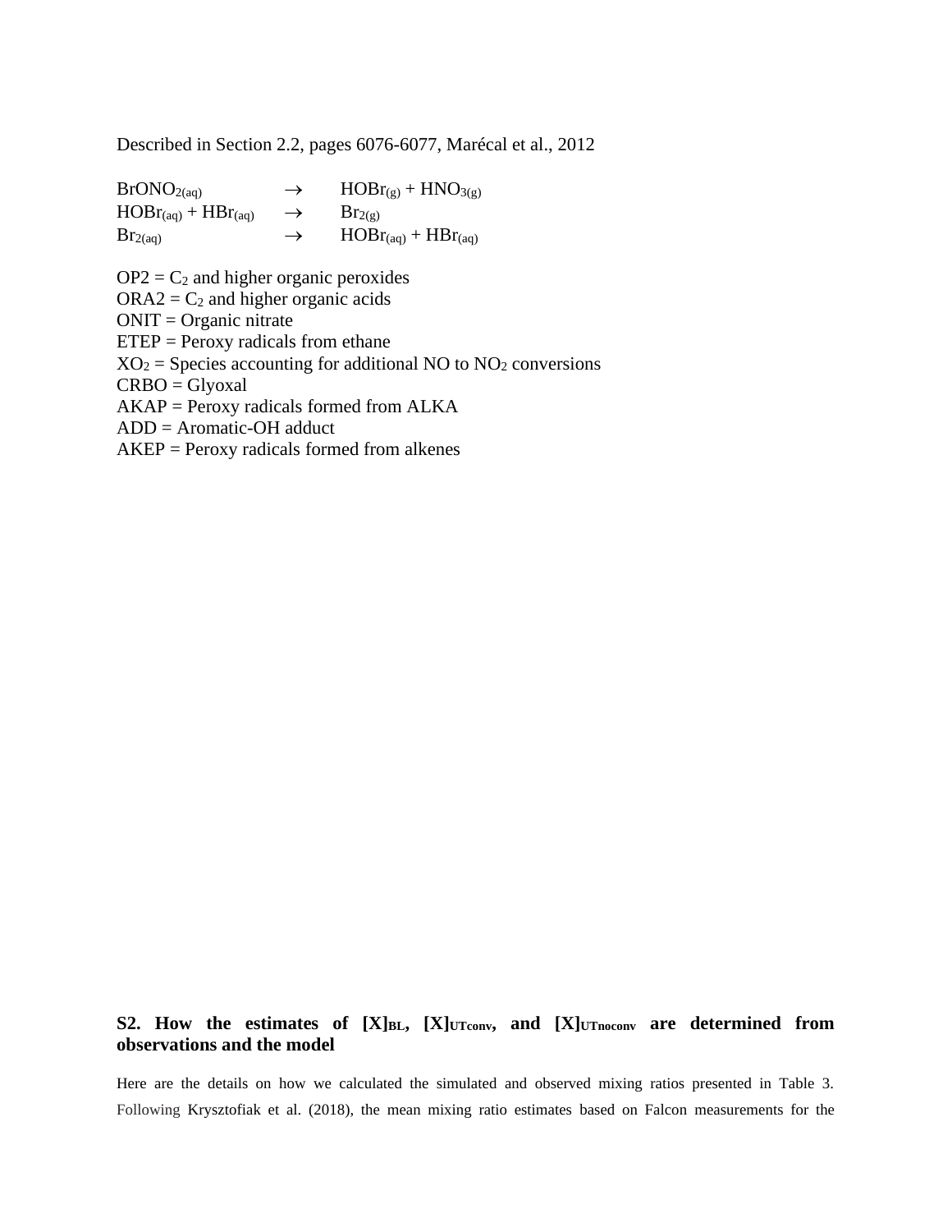Described in Section 2.2, pages 6076-6077, Marécal et al., 2012

| | | |
|---|---|---|
| $BrONO_{2(aq)}$ | $\rightarrow$ | $HOBr_{(g)} + HNO_{3(g)}$ |
| $HOBr_{(aq)} + HBr_{(aq)}$ | $\rightarrow$ | $Br_{2(g)}$ |
| $Br_{2(aq)}$ | $\rightarrow$ | $HOBr_{(aq)} + HBr_{(aq)}$ |

OP2 = $C_2$ and higher organic peroxides
ORA2 = $C_2$ and higher organic acids
ONIT = Organic nitrate
ETEP = Peroxy radicals from ethane
$XO_2$ = Species accounting for additional NO to $NO_2$ conversions
CRBO = Glyoxal
AKAP = Peroxy radicals formed from ALKA
ADD = Aromatic-OH adduct
AKEP = Peroxy radicals formed from alkenes

## S2. How the estimates of $[X]_{BL}$, $[X]_{UTconv}$, and $[X]_{UTnoconv}$ are determined from observations and the model

Here are the details on how we calculated the simulated and observed mixing ratios presented in Table 3. Following Krysztofiak et al. (2018), the mean mixing ratio estimates based on Falcon measurements for the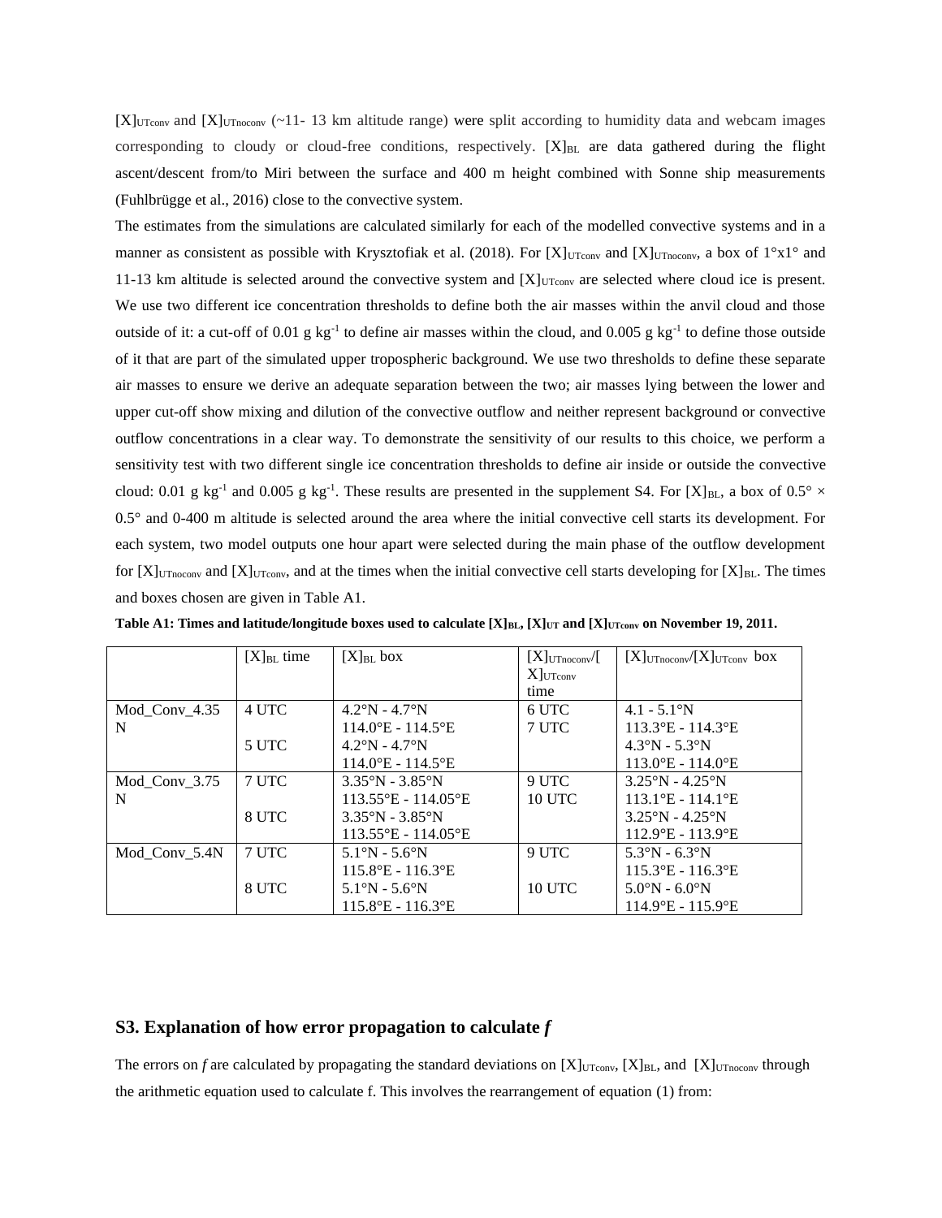$[X]_{UTconv}$ and $[X]_{UTnoconv}$ (~11- 13 km altitude range) were split according to humidity data and webcam images corresponding to cloudy or cloud-free conditions, respectively. $[X]_{BL}$ are data gathered during the flight ascent/descent from/to Miri between the surface and 400 m height combined with Sonne ship measurements (Fuhlbrügge et al., 2016) close to the convective system.

The estimates from the simulations are calculated similarly for each of the modelled convective systems and in a manner as consistent as possible with Krysztofiak et al. (2018). For $[X]_{UTconv}$ and $[X]_{UTnoconv}$, a box of 1°x1° and 11-13 km altitude is selected around the convective system and $[X]_{UTconv}$ are selected where cloud ice is present. We use two different ice concentration thresholds to define both the air masses within the anvil cloud and those outside of it: a cut-off of 0.01 g kg$^{-1}$ to define air masses within the cloud, and 0.005 g kg$^{-1}$ to define those outside of it that are part of the simulated upper tropospheric background. We use two thresholds to define these separate air masses to ensure we derive an adequate separation between the two; air masses lying between the lower and upper cut-off show mixing and dilution of the convective outflow and neither represent background or convective outflow concentrations in a clear way. To demonstrate the sensitivity of our results to this choice, we perform a sensitivity test with two different single ice concentration thresholds to define air inside or outside the convective cloud: 0.01 g kg$^{-1}$ and 0.005 g kg$^{-1}$. These results are presented in the supplement S4. For $[X]_{BL}$, a box of 0.5° × 0.5° and 0-400 m altitude is selected around the area where the initial convective cell starts its development. For each system, two model outputs one hour apart were selected during the main phase of the outflow development for $[X]_{UTnoconv}$ and $[X]_{UTconv}$, and at the times when the initial convective cell starts developing for $[X]_{BL}$. The times and boxes chosen are given in Table A1.

**Table A1: Times and latitude/longitude boxes used to calculate $[X]_{BL}$, $[X]_{UT}$ and $[X]_{UTconv}$ on November 19, 2011.**

| | $[X]_{BL}$ time | $[X]_{BL}$ box | $[X]_{UTnoconv}$/$[X]_{UTconv}$ time | $[X]_{UTnoconv}$/$[X]_{UTconv}$ box |
|---|---|---|---|---|
| Mod_Conv_4.35N | 4 UTC<br><br>5 UTC | 4.2°N - 4.7°N<br>114.0°E - 114.5°E<br>4.2°N - 4.7°N<br>114.0°E - 114.5°E | 6 UTC<br>7 UTC | 4.1 - 5.1°N<br>113.3°E - 114.3°E<br>4.3°N - 5.3°N<br>113.0°E - 114.0°E |
| Mod_Conv_3.75N | 7 UTC<br><br>8 UTC | 3.35°N - 3.85°N<br>113.55°E - 114.05°E<br>3.35°N - 3.85°N<br>113.55°E - 114.05°E | 9 UTC<br>10 UTC | 3.25°N - 4.25°N<br>113.1°E - 114.1°E<br>3.25°N - 4.25°N<br>112.9°E - 113.9°E |
| Mod_Conv_5.4N | 7 UTC<br><br>8 UTC | 5.1°N - 5.6°N<br>115.8°E - 116.3°E<br>5.1°N - 5.6°N<br>115.8°E - 116.3°E | 9 UTC<br><br>10 UTC | 5.3°N - 6.3°N<br>115.3°E - 116.3°E<br>5.0°N - 6.0°N<br>114.9°E - 115.9°E |

## S3. Explanation of how error propagation to calculate *f*

The errors on *f* are calculated by propagating the standard deviations on $[X]_{UTconv}$, $[X]_{BL}$, and $[X]_{UTnoconv}$ through the arithmetic equation used to calculate f. This involves the rearrangement of equation (1) from: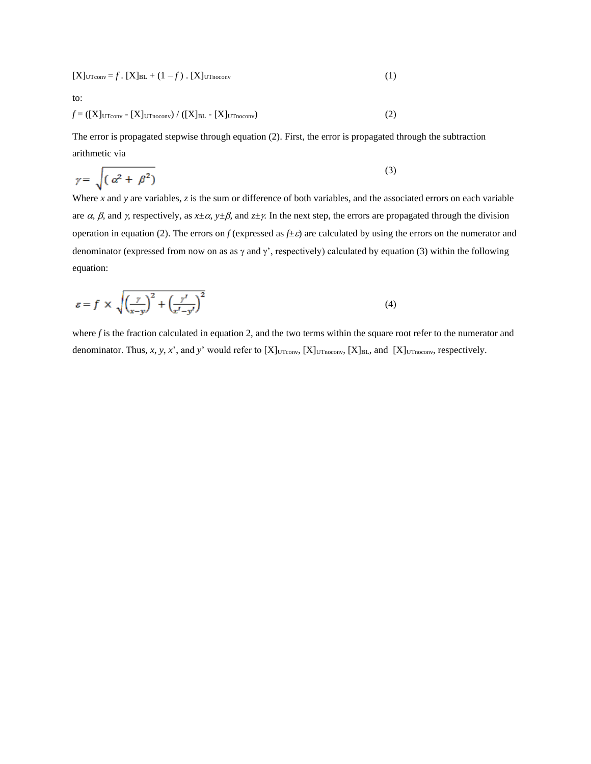$$[X]_{UTconv} = f \cdot [X]_{BL} + (1 - f) \cdot [X]_{UTnoconv} \tag{1}$$

to:

$$f = ([X]_{UTconv} - [X]_{UTnoconv}) / ([X]_{BL} - [X]_{UTnoconv}) \tag{2}$$

The error is propagated stepwise through equation (2). First, the error is propagated through the subtraction arithmetic via

$$\gamma = \sqrt{(\alpha^2 + \beta^2)} \tag{3}$$

Where $x$ and $y$ are variables, $z$ is the sum or difference of both variables, and the associated errors on each variable are $\alpha$, $\beta$, and $\gamma$, respectively, as $x \pm \alpha$, $y \pm \beta$, and $z \pm \gamma$. In the next step, the errors are propagated through the division operation in equation (2). The errors on $f$ (expressed as $f \pm \varepsilon$) are calculated by using the errors on the numerator and denominator (expressed from now on as as $\gamma$ and $\gamma'$, respectively) calculated by equation (3) within the following equation:

$$\varepsilon = f \times \sqrt{\left(\frac{\gamma}{x - y}\right)^2 + \left(\frac{\gamma'}{x' - y'}\right)^2} \tag{4}$$

where $f$ is the fraction calculated in equation 2, and the two terms within the square root refer to the numerator and denominator. Thus, $x$, $y$, $x'$, and $y'$ would refer to $[X]_{UTconv}$, $[X]_{UTnoconv}$, $[X]_{BL}$, and $[X]_{UTnoconv}$, respectively.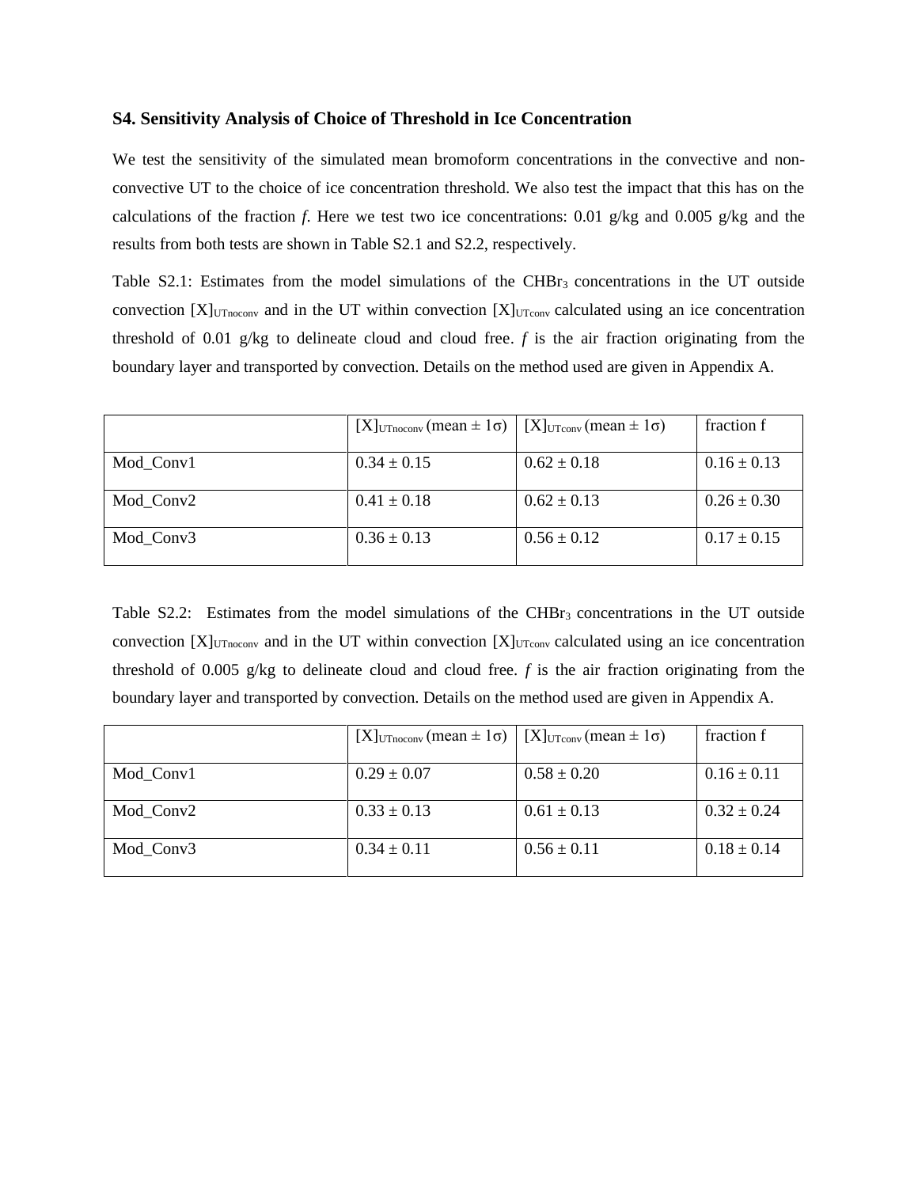## S4. Sensitivity Analysis of Choice of Threshold in Ice Concentration

We test the sensitivity of the simulated mean bromoform concentrations in the convective and non-convective UT to the choice of ice concentration threshold. We also test the impact that this has on the calculations of the fraction *f*. Here we test two ice concentrations: 0.01 g/kg and 0.005 g/kg and the results from both tests are shown in Table S2.1 and S2.2, respectively.

Table S2.1: Estimates from the model simulations of the $CHBr_3$ concentrations in the UT outside convection $[X]_{UTnoconv}$ and in the UT within convection $[X]_{UTconv}$ calculated using an ice concentration threshold of 0.01 g/kg to delineate cloud and cloud free. *f* is the air fraction originating from the boundary layer and transported by convection. Details on the method used are given in Appendix A.

| | $[X]_{UTnoconv}$ (mean ± 1σ) | $[X]_{UTconv}$ (mean ± 1σ) | fraction f |
|---|---|---|---|
| Mod_Conv1 | 0.34 ± 0.15 | 0.62 ± 0.18 | 0.16 ± 0.13 |
| Mod_Conv2 | 0.41 ± 0.18 | 0.62 ± 0.13 | 0.26 ± 0.30 |
| Mod_Conv3 | 0.36 ± 0.13 | 0.56 ± 0.12 | 0.17 ± 0.15 |

Table S2.2: Estimates from the model simulations of the $CHBr_3$ concentrations in the UT outside convection $[X]_{UTnoconv}$ and in the UT within convection $[X]_{UTconv}$ calculated using an ice concentration threshold of 0.005 g/kg to delineate cloud and cloud free. *f* is the air fraction originating from the boundary layer and transported by convection. Details on the method used are given in Appendix A.

| | $[X]_{UTnoconv}$ (mean ± 1σ) | $[X]_{UTconv}$ (mean ± 1σ) | fraction f |
|---|---|---|---|
| Mod_Conv1 | 0.29 ± 0.07 | 0.58 ± 0.20 | 0.16 ± 0.11 |
| Mod_Conv2 | 0.33 ± 0.13 | 0.61 ± 0.13 | 0.32 ± 0.24 |
| Mod_Conv3 | 0.34 ± 0.11 | 0.56 ± 0.11 | 0.18 ± 0.14 |